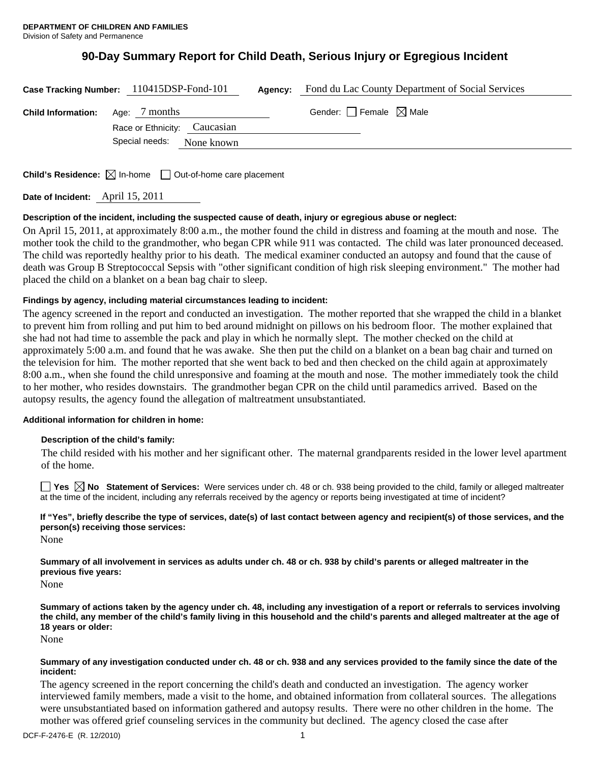**DEPARTMENT OF CHILDREN AND FAMILIES**
Division of Safety and Permanence

# 90-Day Summary Report for Child Death, Serious Injury or Egregious Incident

**Case Tracking Number:** 110415DSP-Fond-101 **Agency:** Fond du Lac County Department of Social Services

**Child Information:** Age: 7 months Gender: ☐ Female ☒ Male

Race or Ethnicity: Caucasian

Special needs: None known

**Child's Residence:** ☒ In-home ☐ Out-of-home care placement

**Date of Incident:** April 15, 2011

**Description of the incident, including the suspected cause of death, injury or egregious abuse or neglect:**

On April 15, 2011, at approximately 8:00 a.m., the mother found the child in distress and foaming at the mouth and nose. The mother took the child to the grandmother, who began CPR while 911 was contacted. The child was later pronounced deceased. The child was reportedly healthy prior to his death. The medical examiner conducted an autopsy and found that the cause of death was Group B Streptococcal Sepsis with "other significant condition of high risk sleeping environment." The mother had placed the child on a blanket on a bean bag chair to sleep.

**Findings by agency, including material circumstances leading to incident:**

The agency screened in the report and conducted an investigation. The mother reported that she wrapped the child in a blanket to prevent him from rolling and put him to bed around midnight on pillows on his bedroom floor. The mother explained that she had not had time to assemble the pack and play in which he normally slept. The mother checked on the child at approximately 5:00 a.m. and found that he was awake. She then put the child on a blanket on a bean bag chair and turned on the television for him. The mother reported that she went back to bed and then checked on the child again at approximately 8:00 a.m., when she found the child unresponsive and foaming at the mouth and nose. The mother immediately took the child to her mother, who resides downstairs. The grandmother began CPR on the child until paramedics arrived. Based on the autopsy results, the agency found the allegation of maltreatment unsubstantiated.

**Additional information for children in home:**

**Description of the child's family:**

The child resided with his mother and her significant other. The maternal grandparents resided in the lower level apartment of the home.

☐ **Yes** ☒ **No Statement of Services:** Were services under ch. 48 or ch. 938 being provided to the child, family or alleged maltreater at the time of the incident, including any referrals received by the agency or reports being investigated at time of incident?

**If "Yes", briefly describe the type of services, date(s) of last contact between agency and recipient(s) of those services, and the person(s) receiving those services:**

None

**Summary of all involvement in services as adults under ch. 48 or ch. 938 by child's parents or alleged maltreater in the previous five years:**

None

**Summary of actions taken by the agency under ch. 48, including any investigation of a report or referrals to services involving the child, any member of the child's family living in this household and the child's parents and alleged maltreater at the age of 18 years or older:**

None

**Summary of any investigation conducted under ch. 48 or ch. 938 and any services provided to the family since the date of the incident:**

The agency screened in the report concerning the child's death and conducted an investigation. The agency worker interviewed family members, made a visit to the home, and obtained information from collateral sources. The allegations were unsubstantiated based on information gathered and autopsy results. There were no other children in the home. The mother was offered grief counseling services in the community but declined. The agency closed the case after

DCF-F-2476-E (R. 12/2010)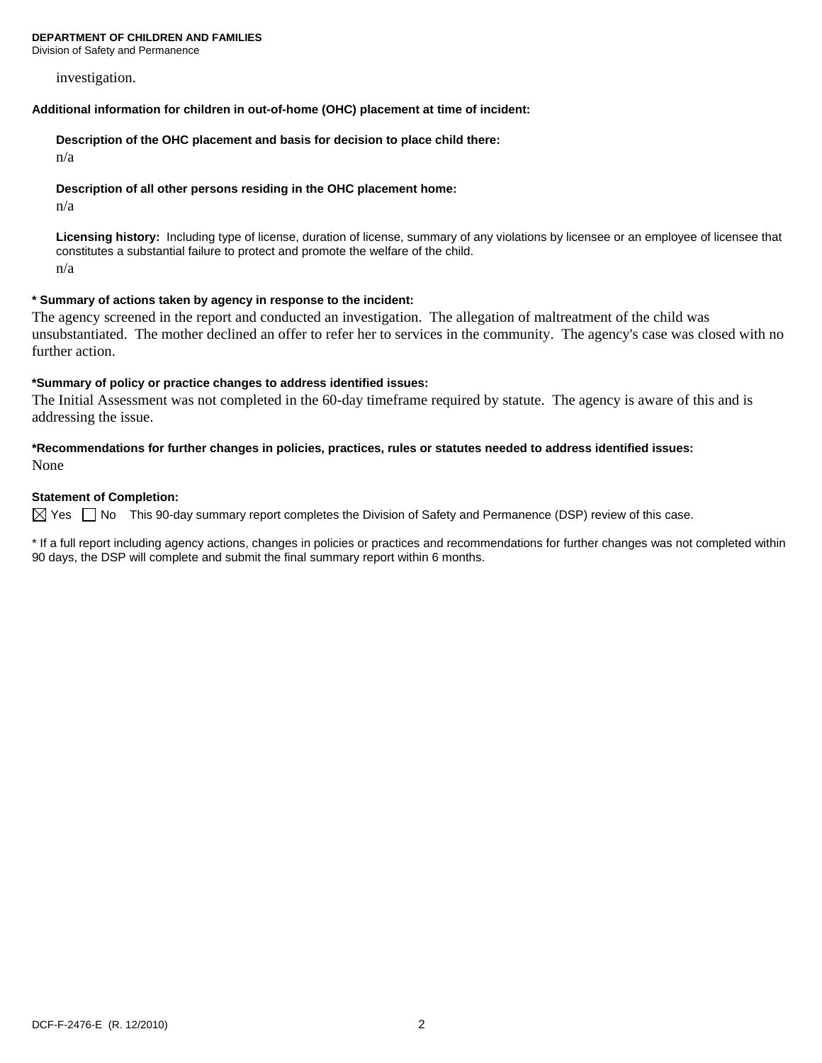investigation.

**Additional information for children in out-of-home (OHC) placement at time of incident:**

**Description of the OHC placement and basis for decision to place child there:**

n/a

**Description of all other persons residing in the OHC placement home:**

n/a

**Licensing history:** Including type of license, duration of license, summary of any violations by licensee or an employee of licensee that constitutes a substantial failure to protect and promote the welfare of the child.

n/a

**\* Summary of actions taken by agency in response to the incident:**

The agency screened in the report and conducted an investigation. The allegation of maltreatment of the child was unsubstantiated. The mother declined an offer to refer her to services in the community. The agency's case was closed with no further action.

**\*Summary of policy or practice changes to address identified issues:**

The Initial Assessment was not completed in the 60-day timeframe required by statute. The agency is aware of this and is addressing the issue.

**\*Recommendations for further changes in policies, practices, rules or statutes needed to address identified issues:**

None

**Statement of Completion:**

☒ Yes ☐ No This 90-day summary report completes the Division of Safety and Permanence (DSP) review of this case.

\* If a full report including agency actions, changes in policies or practices and recommendations for further changes was not completed within 90 days, the DSP will complete and submit the final summary report within 6 months.